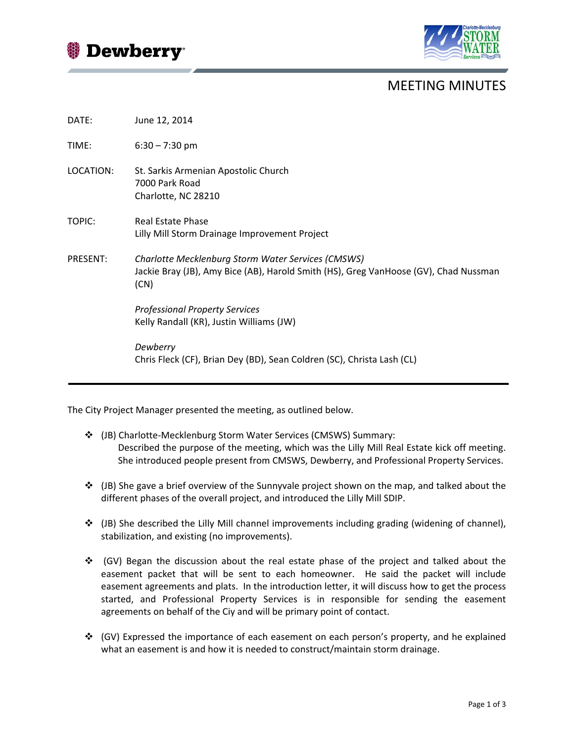# MEETING MINUTES

DATE: June 12, 2014

TIME: 6:30 – 7:30 pm

LOCATION: St. Sarkis Armenian Apostolic Church
7000 Park Road
Charlotte, NC 28210

TOPIC: Real Estate Phase
Lilly Mill Storm Drainage Improvement Project

PRESENT: *Charlotte Mecklenburg Storm Water Services (CMSWS)*
Jackie Bray (JB), Amy Bice (AB), Harold Smith (HS), Greg VanHoose (GV), Chad Nussman (CN)

*Professional Property Services*
Kelly Randall (KR), Justin Williams (JW)

*Dewberry*
Chris Fleck (CF), Brian Dey (BD), Sean Coldren (SC), Christa Lash (CL)

---

The City Project Manager presented the meeting, as outlined below.

- (JB) Charlotte-Mecklenburg Storm Water Services (CMSWS) Summary:
  Described the purpose of the meeting, which was the Lilly Mill Real Estate kick off meeting. She introduced people present from CMSWS, Dewberry, and Professional Property Services.

- (JB) She gave a brief overview of the Sunnyvale project shown on the map, and talked about the different phases of the overall project, and introduced the Lilly Mill SDIP.

- (JB) She described the Lilly Mill channel improvements including grading (widening of channel), stabilization, and existing (no improvements).

- (GV) Began the discussion about the real estate phase of the project and talked about the easement packet that will be sent to each homeowner. He said the packet will include easement agreements and plats. In the introduction letter, it will discuss how to get the process started, and Professional Property Services is in responsible for sending the easement agreements on behalf of the Ciy and will be primary point of contact.

- (GV) Expressed the importance of each easement on each person's property, and he explained what an easement is and how it is needed to construct/maintain storm drainage.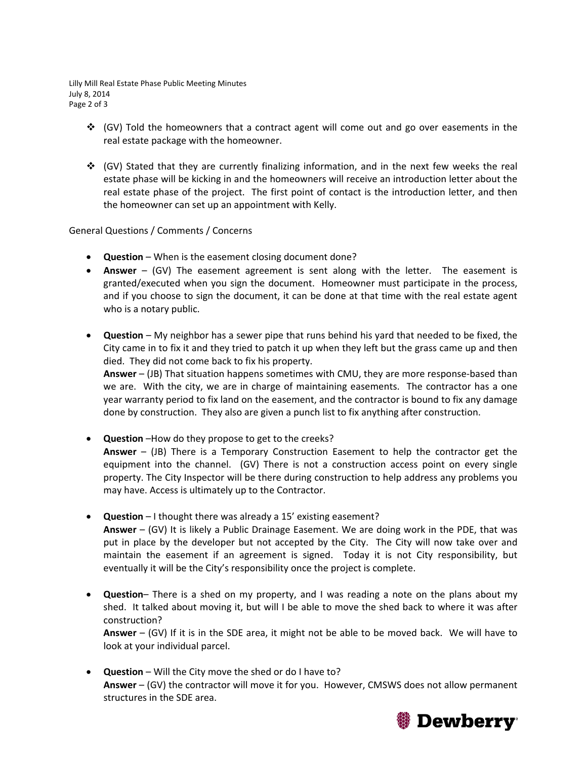- (GV) Told the homeowners that a contract agent will come out and go over easements in the real estate package with the homeowner.

- (GV) Stated that they are currently finalizing information, and in the next few weeks the real estate phase will be kicking in and the homeowners will receive an introduction letter about the real estate phase of the project. The first point of contact is the introduction letter, and then the homeowner can set up an appointment with Kelly.

General Questions / Comments / Concerns

- **Question** – When is the easement closing document done?
- **Answer** – (GV) The easement agreement is sent along with the letter. The easement is granted/executed when you sign the document. Homeowner must participate in the process, and if you choose to sign the document, it can be done at that time with the real estate agent who is a notary public.

- **Question** – My neighbor has a sewer pipe that runs behind his yard that needed to be fixed, the City came in to fix it and they tried to patch it up when they left but the grass came up and then died. They did not come back to fix his property.
  **Answer** – (JB) That situation happens sometimes with CMU, they are more response-based than we are. With the city, we are in charge of maintaining easements. The contractor has a one year warranty period to fix land on the easement, and the contractor is bound to fix any damage done by construction. They also are given a punch list to fix anything after construction.

- **Question** –How do they propose to get to the creeks?
  **Answer** – (JB) There is a Temporary Construction Easement to help the contractor get the equipment into the channel. (GV) There is not a construction access point on every single property. The City Inspector will be there during construction to help address any problems you may have. Access is ultimately up to the Contractor.

- **Question** – I thought there was already a 15' existing easement?
  **Answer** – (GV) It is likely a Public Drainage Easement. We are doing work in the PDE, that was put in place by the developer but not accepted by the City. The City will now take over and maintain the easement if an agreement is signed. Today it is not City responsibility, but eventually it will be the City's responsibility once the project is complete.

- **Question**– There is a shed on my property, and I was reading a note on the plans about my shed. It talked about moving it, but will I be able to move the shed back to where it was after construction?
  **Answer** – (GV) If it is in the SDE area, it might not be able to be moved back. We will have to look at your individual parcel.

- **Question** – Will the City move the shed or do I have to?
  **Answer** – (GV) the contractor will move it for you. However, CMSWS does not allow permanent structures in the SDE area.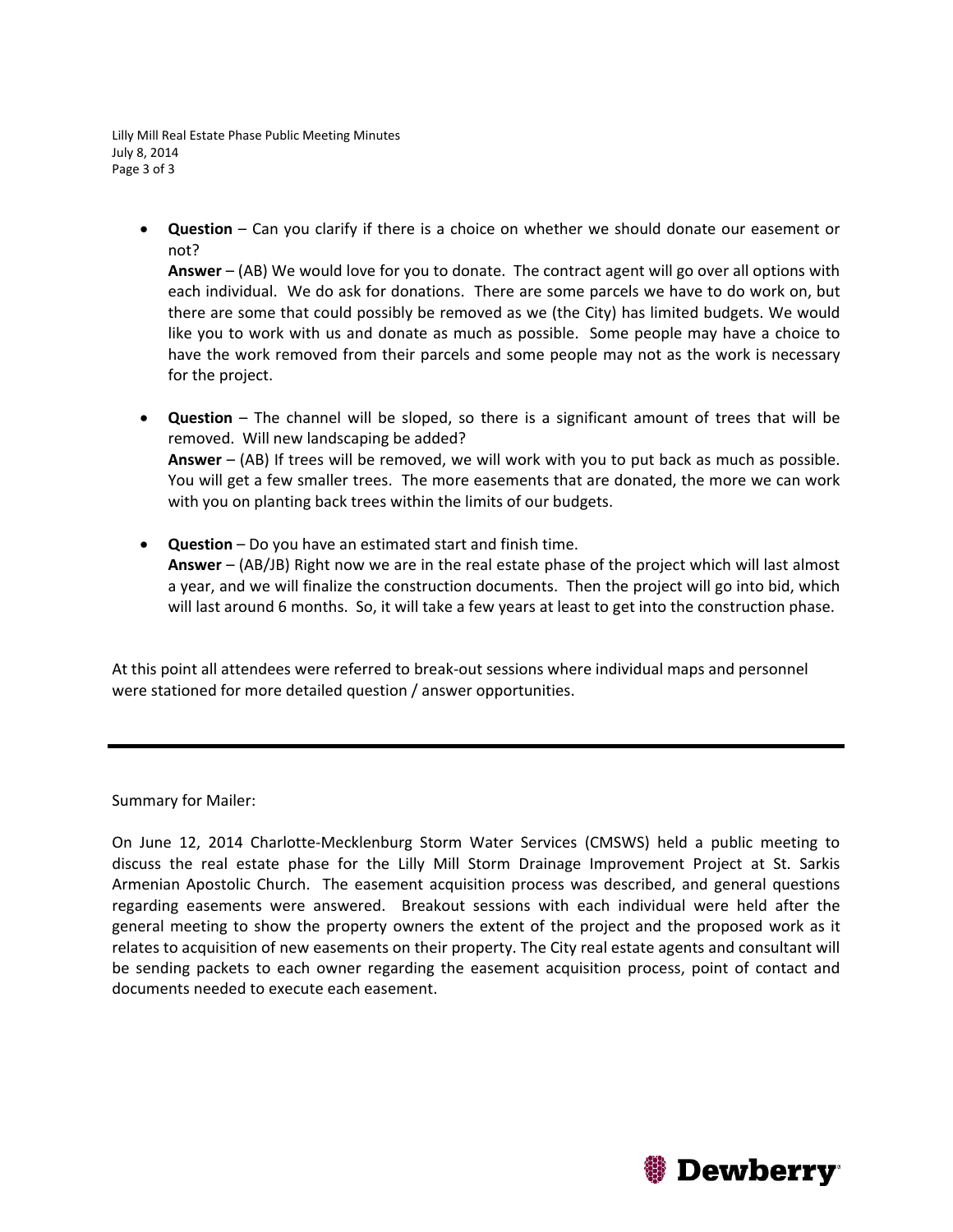- **Question** – Can you clarify if there is a choice on whether we should donate our easement or not?
  **Answer** – (AB) We would love for you to donate. The contract agent will go over all options with each individual. We do ask for donations. There are some parcels we have to do work on, but there are some that could possibly be removed as we (the City) has limited budgets. We would like you to work with us and donate as much as possible. Some people may have a choice to have the work removed from their parcels and some people may not as the work is necessary for the project.

- **Question** – The channel will be sloped, so there is a significant amount of trees that will be removed. Will new landscaping be added?
  **Answer** – (AB) If trees will be removed, we will work with you to put back as much as possible. You will get a few smaller trees. The more easements that are donated, the more we can work with you on planting back trees within the limits of our budgets.

- **Question** – Do you have an estimated start and finish time.
  **Answer** – (AB/JB) Right now we are in the real estate phase of the project which will last almost a year, and we will finalize the construction documents. Then the project will go into bid, which will last around 6 months. So, it will take a few years at least to get into the construction phase.

At this point all attendees were referred to break-out sessions where individual maps and personnel were stationed for more detailed question / answer opportunities.

---

Summary for Mailer:

On June 12, 2014 Charlotte-Mecklenburg Storm Water Services (CMSWS) held a public meeting to discuss the real estate phase for the Lilly Mill Storm Drainage Improvement Project at St. Sarkis Armenian Apostolic Church. The easement acquisition process was described, and general questions regarding easements were answered. Breakout sessions with each individual were held after the general meeting to show the property owners the extent of the project and the proposed work as it relates to acquisition of new easements on their property. The City real estate agents and consultant will be sending packets to each owner regarding the easement acquisition process, point of contact and documents needed to execute each easement.